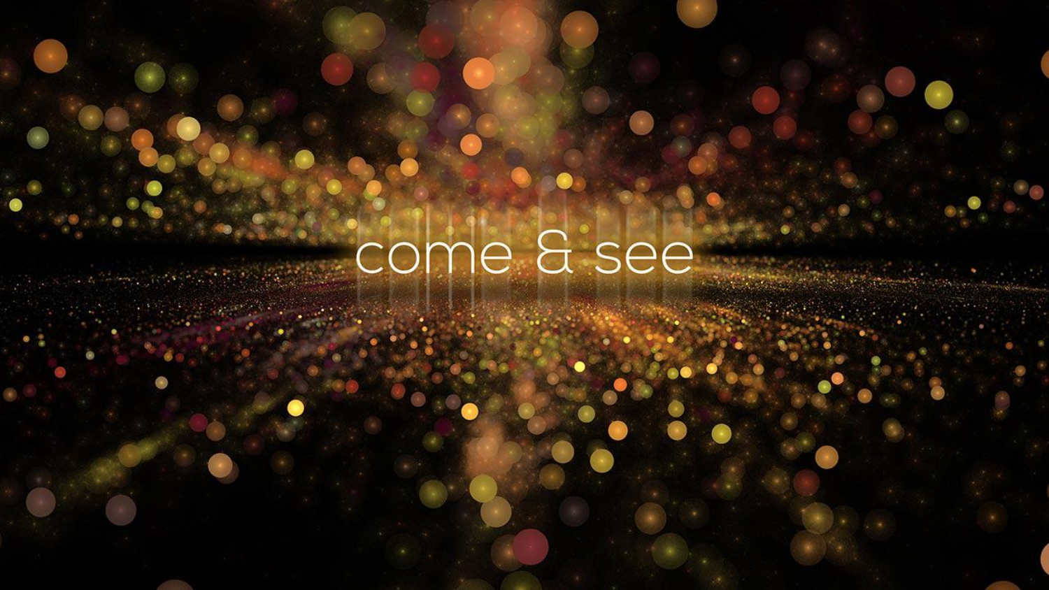# come & see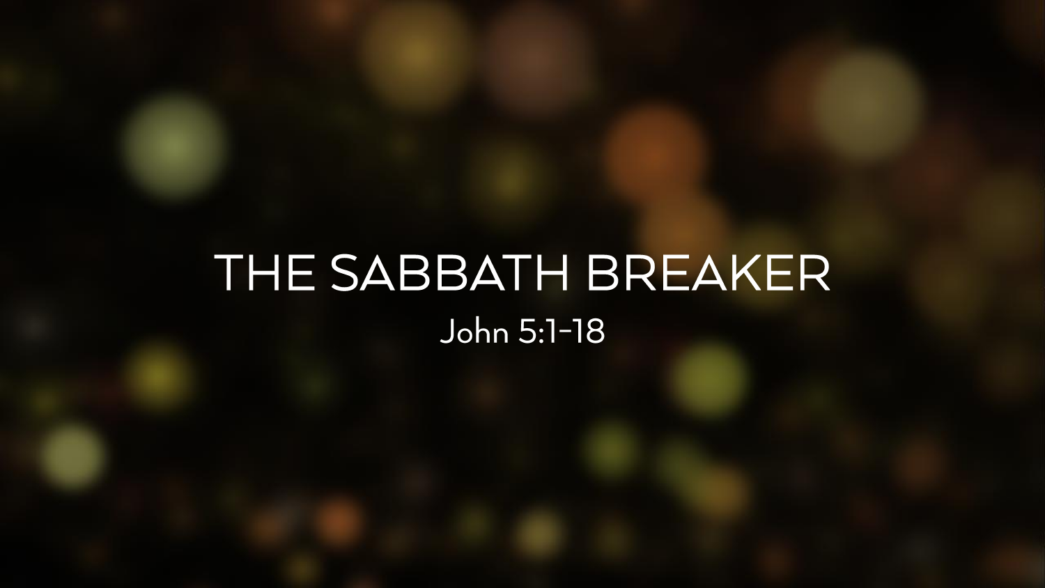# THE SABBATH BREAKER

John 5:1–18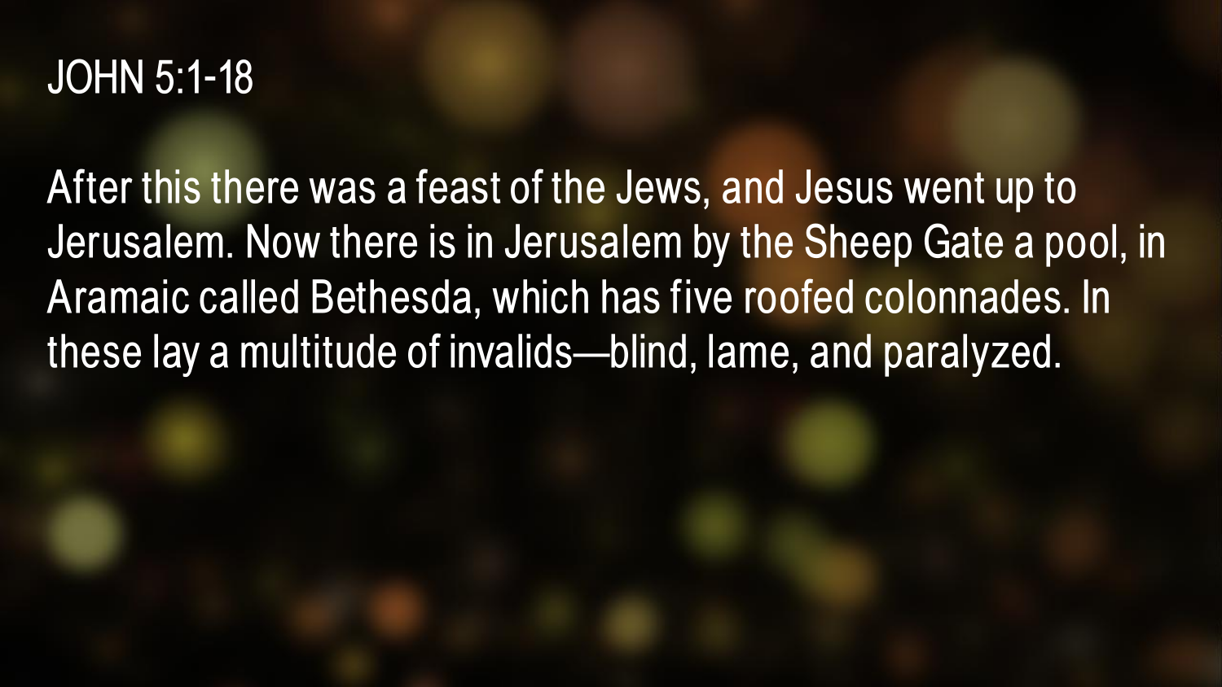# JOHN 5:1-18

After this there was a feast of the Jews, and Jesus went up to Jerusalem. Now there is in Jerusalem by the Sheep Gate a pool, in Aramaic called Bethesda, which has five roofed colonnades. In these lay a multitude of invalids—blind, lame, and paralyzed.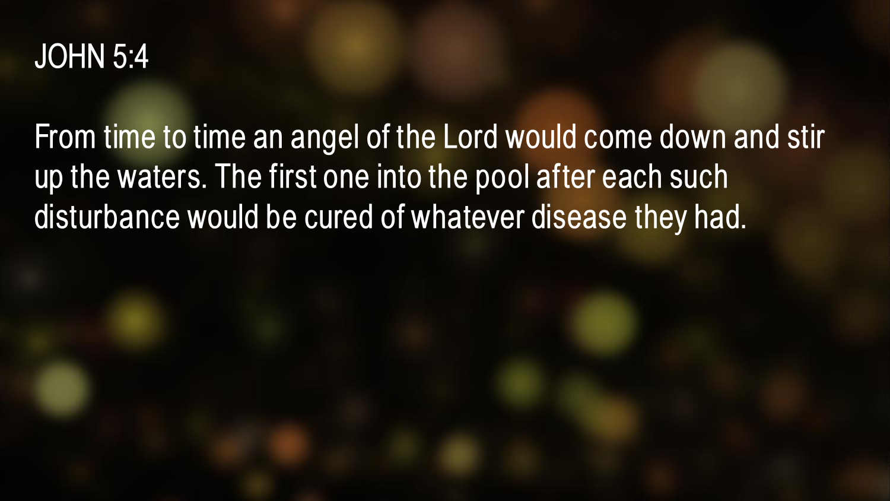# JOHN 5:4

From time to time an angel of the Lord would come down and stir up the waters. The first one into the pool after each such disturbance would be cured of whatever disease they had.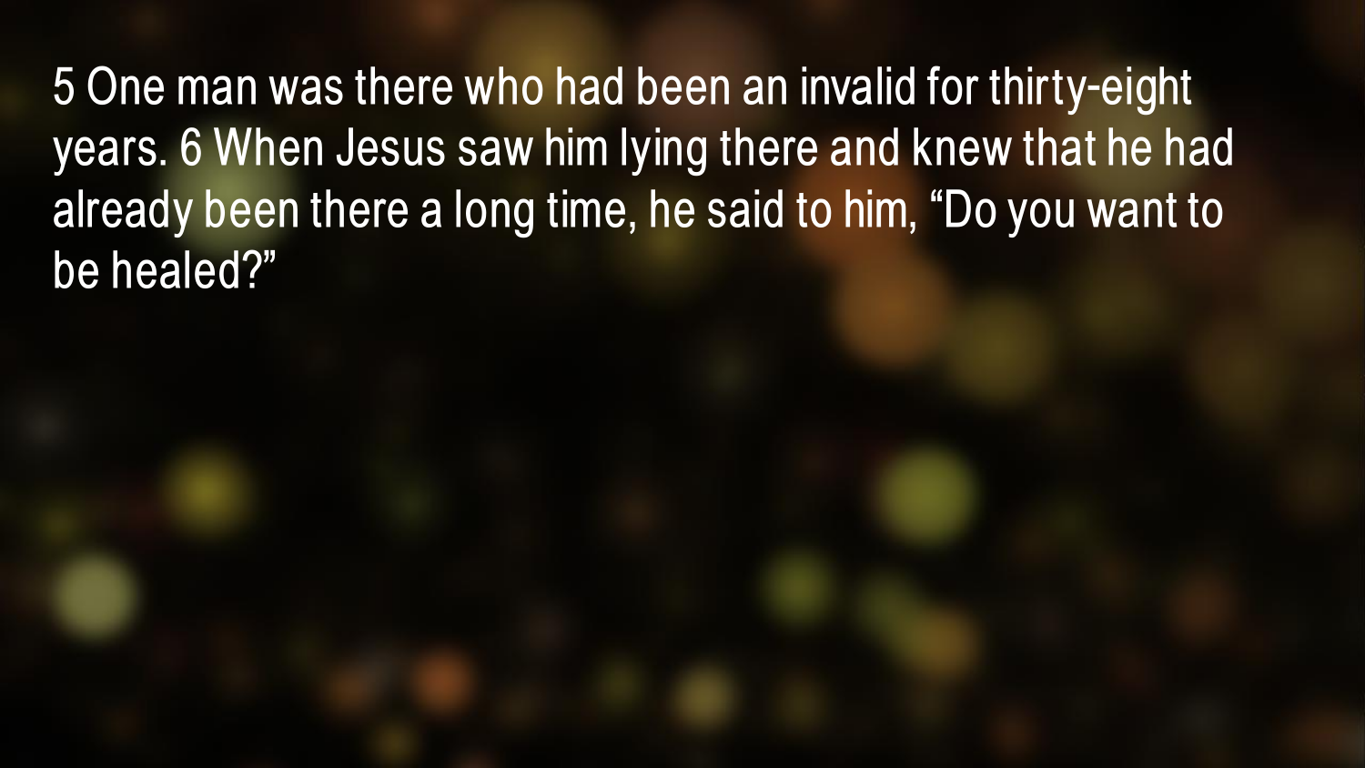5 One man was there who had been an invalid for thirty-eight years. 6 When Jesus saw him lying there and knew that he had already been there a long time, he said to him, “Do you want to be healed?”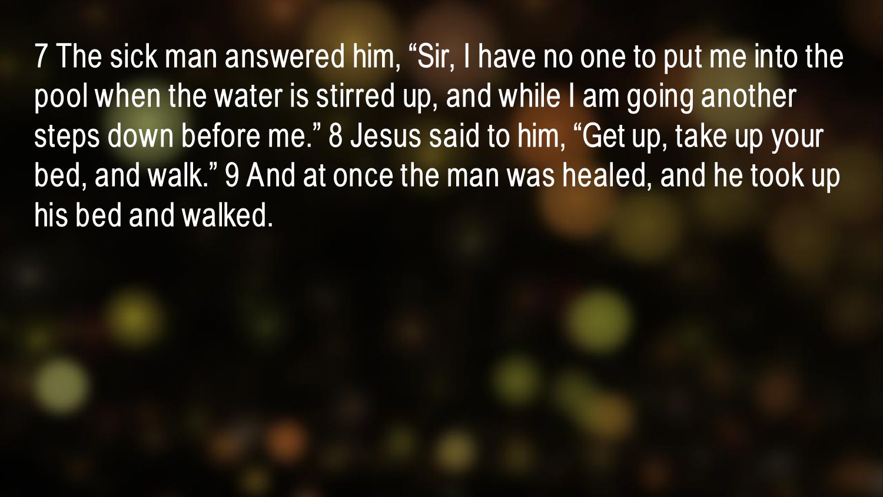7 The sick man answered him, “Sir, I have no one to put me into the pool when the water is stirred up, and while I am going another steps down before me.” 8 Jesus said to him, “Get up, take up your bed, and walk.” 9 And at once the man was healed, and he took up his bed and walked.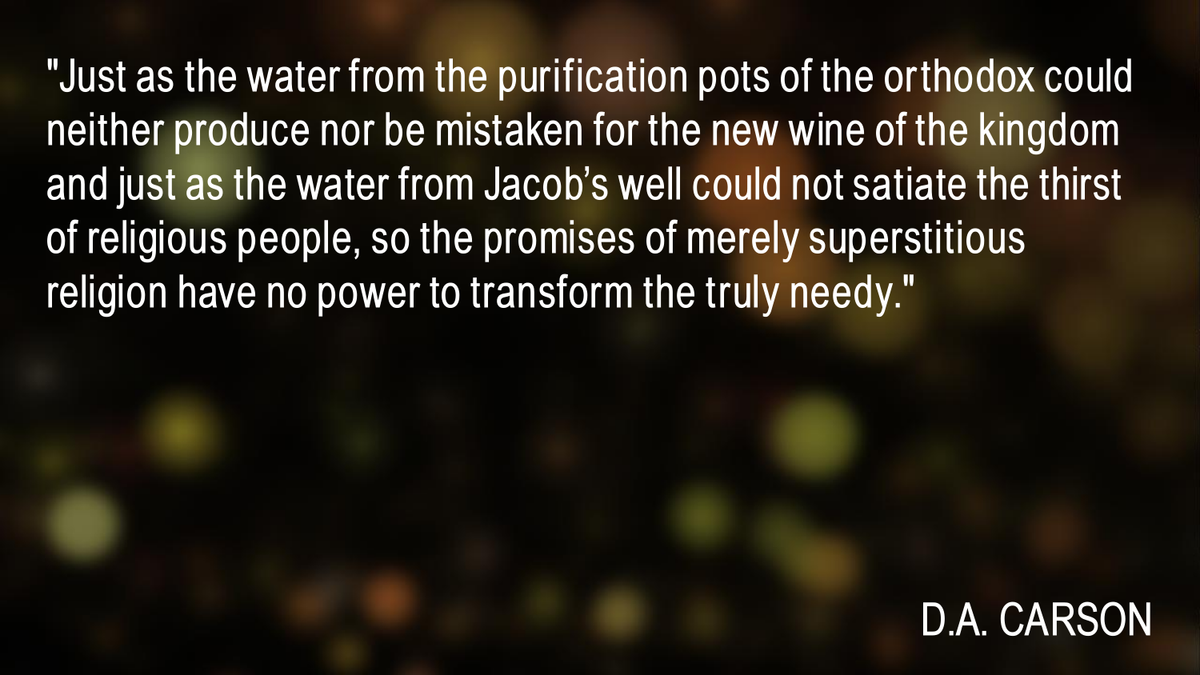"Just as the water from the purification pots of the orthodox could neither produce nor be mistaken for the new wine of the kingdom and just as the water from Jacob's well could not satiate the thirst of religious people, so the promises of merely superstitious religion have no power to transform the truly needy."

D.A. CARSON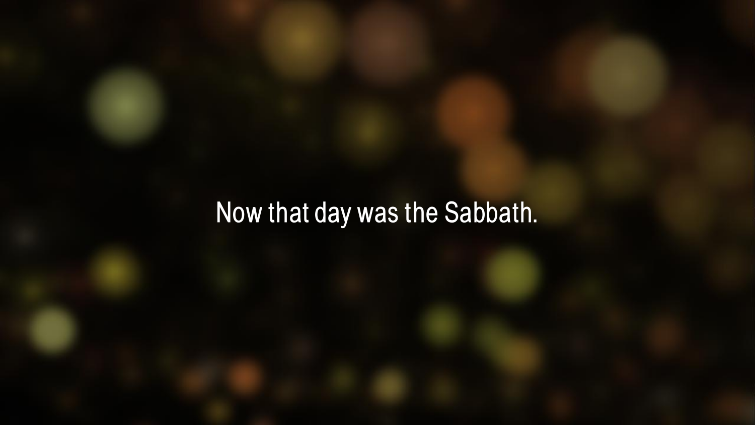Now that day was the Sabbath.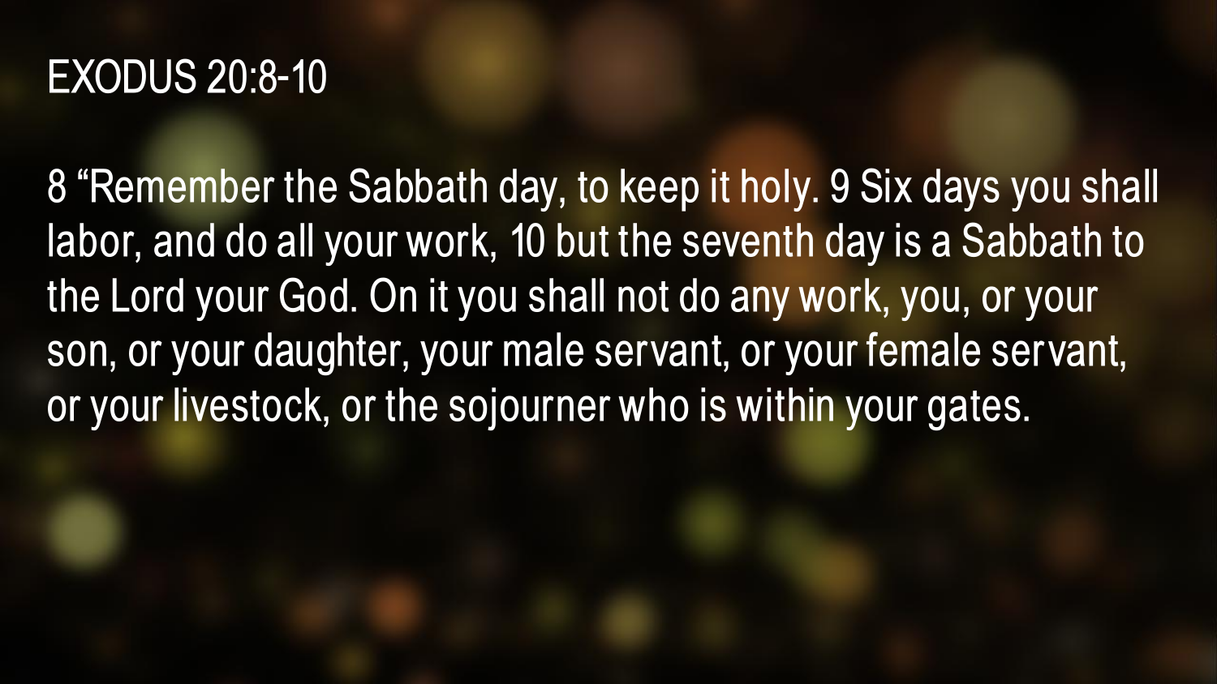# EXODUS 20:8-10

8 “Remember the Sabbath day, to keep it holy. 9 Six days you shall labor, and do all your work, 10 but the seventh day is a Sabbath to the Lord your God. On it you shall not do any work, you, or your son, or your daughter, your male servant, or your female servant, or your livestock, or the sojourner who is within your gates.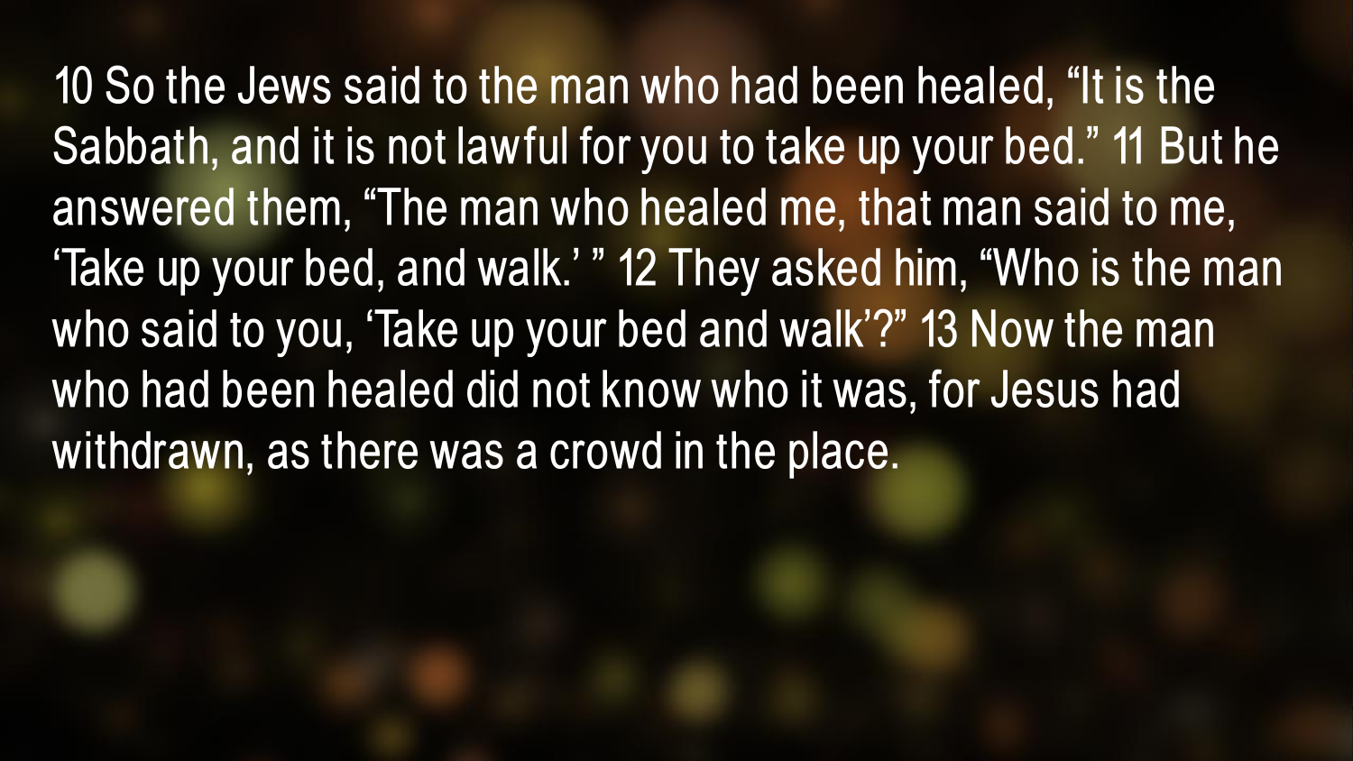10 So the Jews said to the man who had been healed, “It is the Sabbath, and it is not lawful for you to take up your bed.” 11 But he answered them, “The man who healed me, that man said to me, ‘Take up your bed, and walk.’ ” 12 They asked him, “Who is the man who said to you, ‘Take up your bed and walk’?” 13 Now the man who had been healed did not know who it was, for Jesus had withdrawn, as there was a crowd in the place.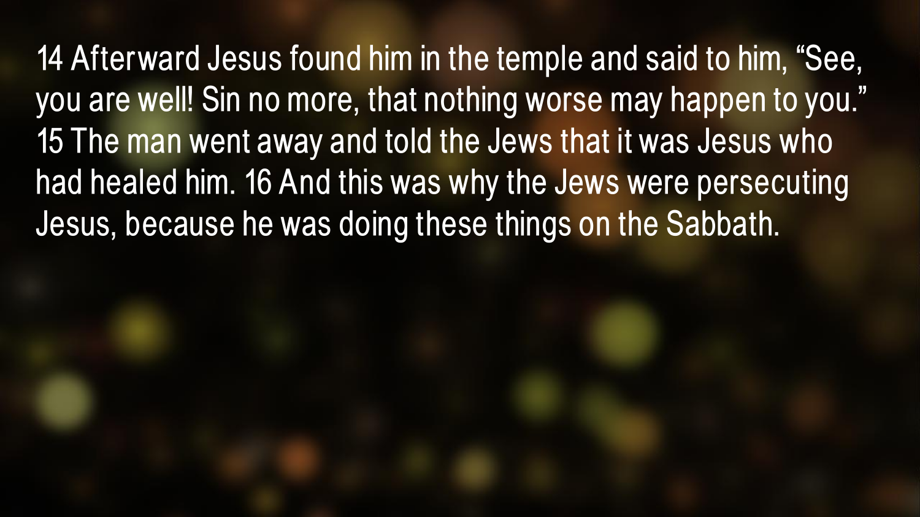14 Afterward Jesus found him in the temple and said to him, “See, you are well! Sin no more, that nothing worse may happen to you.” 15 The man went away and told the Jews that it was Jesus who had healed him. 16 And this was why the Jews were persecuting Jesus, because he was doing these things on the Sabbath.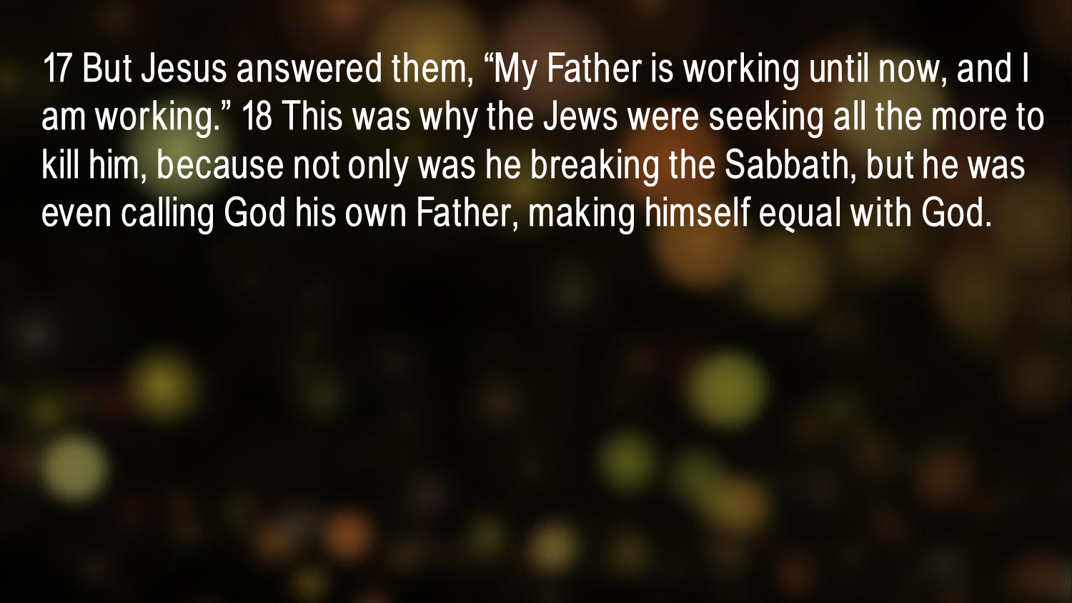17 But Jesus answered them, “My Father is working until now, and I am working.” 18 This was why the Jews were seeking all the more to kill him, because not only was he breaking the Sabbath, but he was even calling God his own Father, making himself equal with God.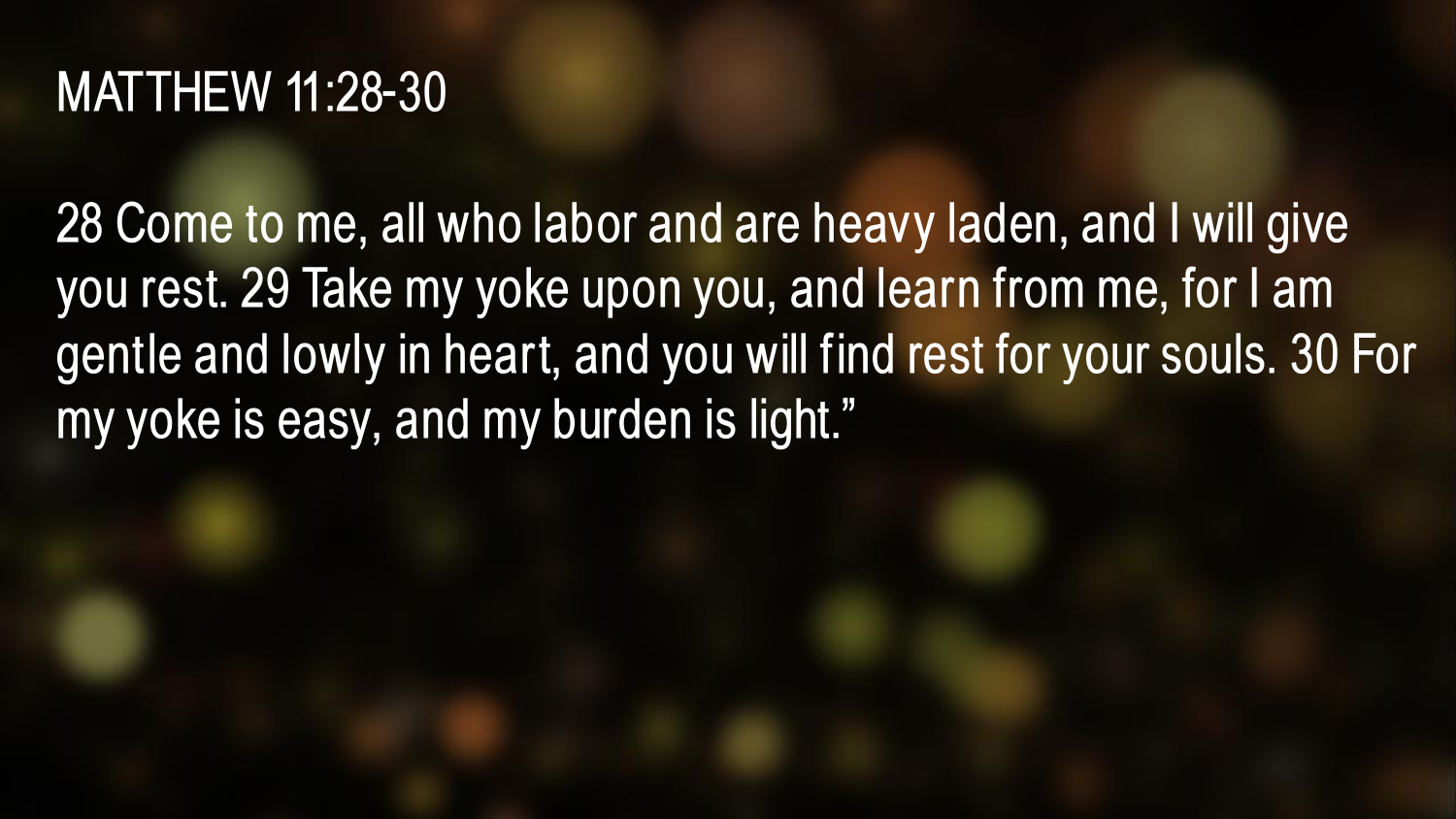# MATTHEW 11:28-30

28 Come to me, all who labor and are heavy laden, and I will give you rest. 29 Take my yoke upon you, and learn from me, for I am gentle and lowly in heart, and you will find rest for your souls. 30 For my yoke is easy, and my burden is light."